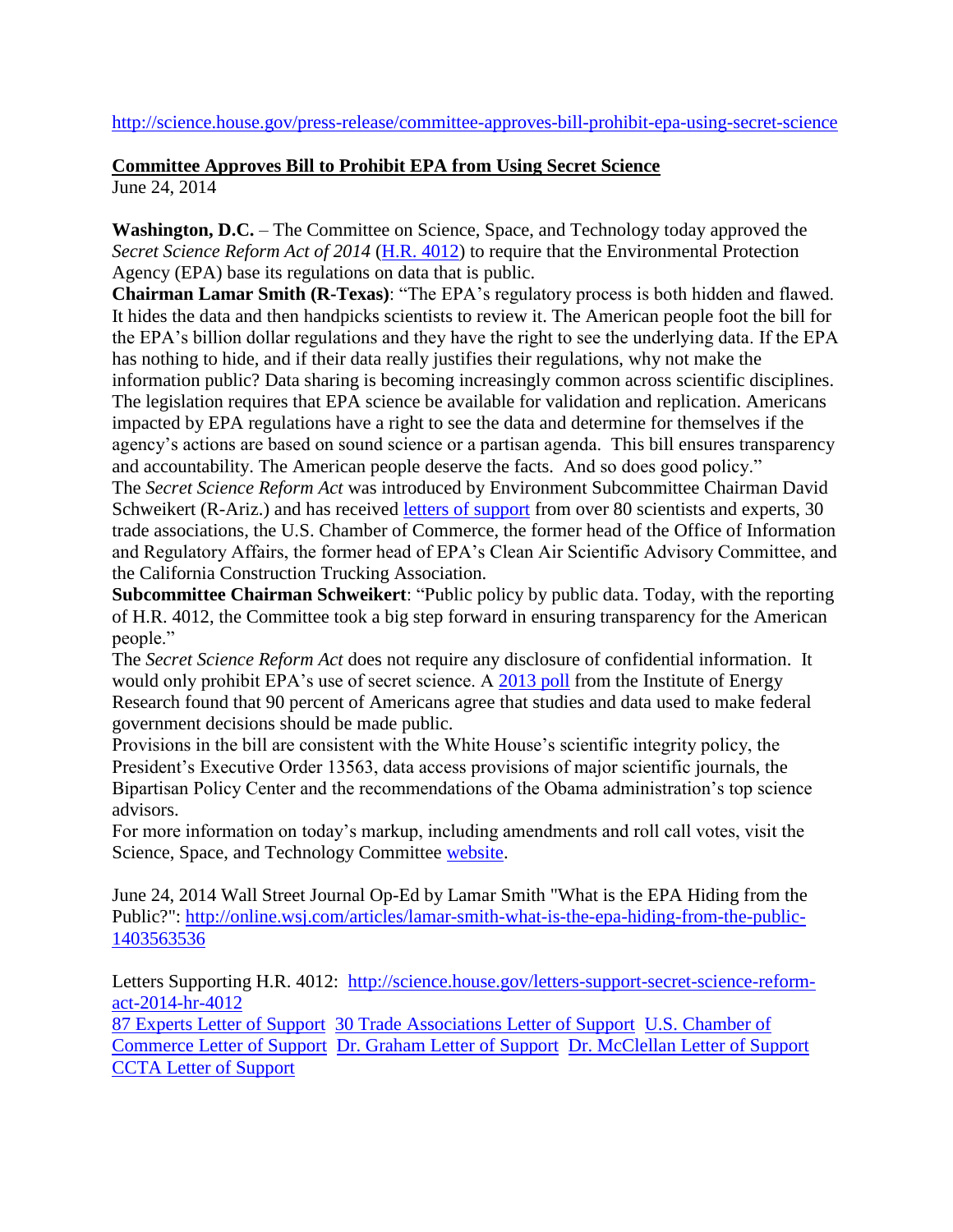http://science.house.gov/press-release/committee-approves-bill-prohibit-epa-using-secret-science

**Committee Approves Bill to Prohibit EPA from Using Secret Science**

June 24, 2014

**Washington, D.C.** – The Committee on Science, Space, and Technology today approved the *Secret Science Reform Act of 2014* (H.R. 4012) to require that the Environmental Protection Agency (EPA) base its regulations on data that is public.

**Chairman Lamar Smith (R-Texas)**: "The EPA's regulatory process is both hidden and flawed. It hides the data and then handpicks scientists to review it. The American people foot the bill for the EPA's billion dollar regulations and they have the right to see the underlying data. If the EPA has nothing to hide, and if their data really justifies their regulations, why not make the information public? Data sharing is becoming increasingly common across scientific disciplines. The legislation requires that EPA science be available for validation and replication. Americans impacted by EPA regulations have a right to see the data and determine for themselves if the agency's actions are based on sound science or a partisan agenda. This bill ensures transparency and accountability. The American people deserve the facts. And so does good policy."

The *Secret Science Reform Act* was introduced by Environment Subcommittee Chairman David Schweikert (R-Ariz.) and has received letters of support from over 80 scientists and experts, 30 trade associations, the U.S. Chamber of Commerce, the former head of the Office of Information and Regulatory Affairs, the former head of EPA's Clean Air Scientific Advisory Committee, and the California Construction Trucking Association.

**Subcommittee Chairman Schweikert**: "Public policy by public data. Today, with the reporting of H.R. 4012, the Committee took a big step forward in ensuring transparency for the American people."

The *Secret Science Reform Act* does not require any disclosure of confidential information. It would only prohibit EPA's use of secret science. A 2013 poll from the Institute of Energy Research found that 90 percent of Americans agree that studies and data used to make federal government decisions should be made public.

Provisions in the bill are consistent with the White House's scientific integrity policy, the President's Executive Order 13563, data access provisions of major scientific journals, the Bipartisan Policy Center and the recommendations of the Obama administration's top science advisors.

For more information on today's markup, including amendments and roll call votes, visit the Science, Space, and Technology Committee website.

June 24, 2014 Wall Street Journal Op-Ed by Lamar Smith "What is the EPA Hiding from the Public?": http://online.wsj.com/articles/lamar-smith-what-is-the-epa-hiding-from-the-public-1403563536

Letters Supporting H.R. 4012: http://science.house.gov/letters-support-secret-science-reform-act-2014-hr-4012

87 Experts Letter of Support 30 Trade Associations Letter of Support U.S. Chamber of Commerce Letter of Support Dr. Graham Letter of Support Dr. McClellan Letter of Support CCTA Letter of Support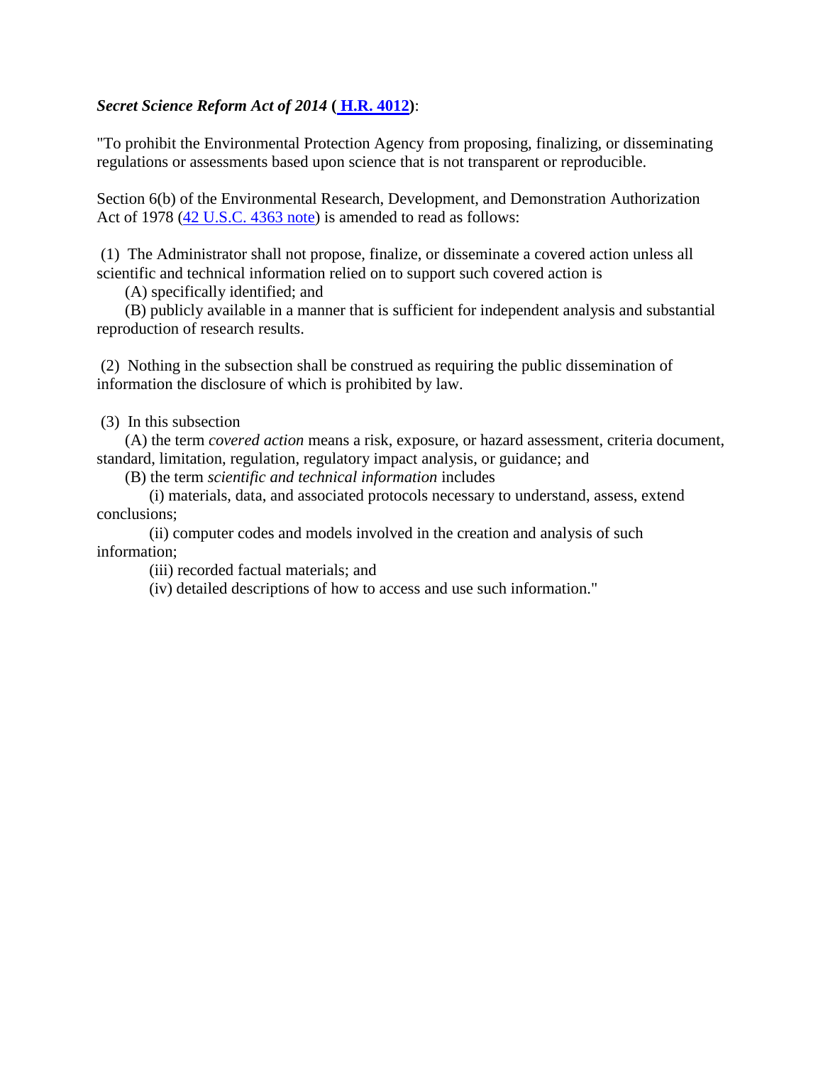***Secret Science Reform Act of 2014* ( [H.R. 4012](H.R. 4012))**:

"To prohibit the Environmental Protection Agency from proposing, finalizing, or disseminating regulations or assessments based upon science that is not transparent or reproducible.

Section 6(b) of the Environmental Research, Development, and Demonstration Authorization Act of 1978 ([42 U.S.C. 4363 note](42 U.S.C. 4363 note)) is amended to read as follows:

(1) The Administrator shall not propose, finalize, or disseminate a covered action unless all scientific and technical information relied on to support such covered action is

(A) specifically identified; and

(B) publicly available in a manner that is sufficient for independent analysis and substantial reproduction of research results.

(2) Nothing in the subsection shall be construed as requiring the public dissemination of information the disclosure of which is prohibited by law.

(3) In this subsection

(A) the term *covered action* means a risk, exposure, or hazard assessment, criteria document, standard, limitation, regulation, regulatory impact analysis, or guidance; and

(B) the term *scientific and technical information* includes

(i) materials, data, and associated protocols necessary to understand, assess, extend conclusions;

(ii) computer codes and models involved in the creation and analysis of such information;

(iii) recorded factual materials; and

(iv) detailed descriptions of how to access and use such information."